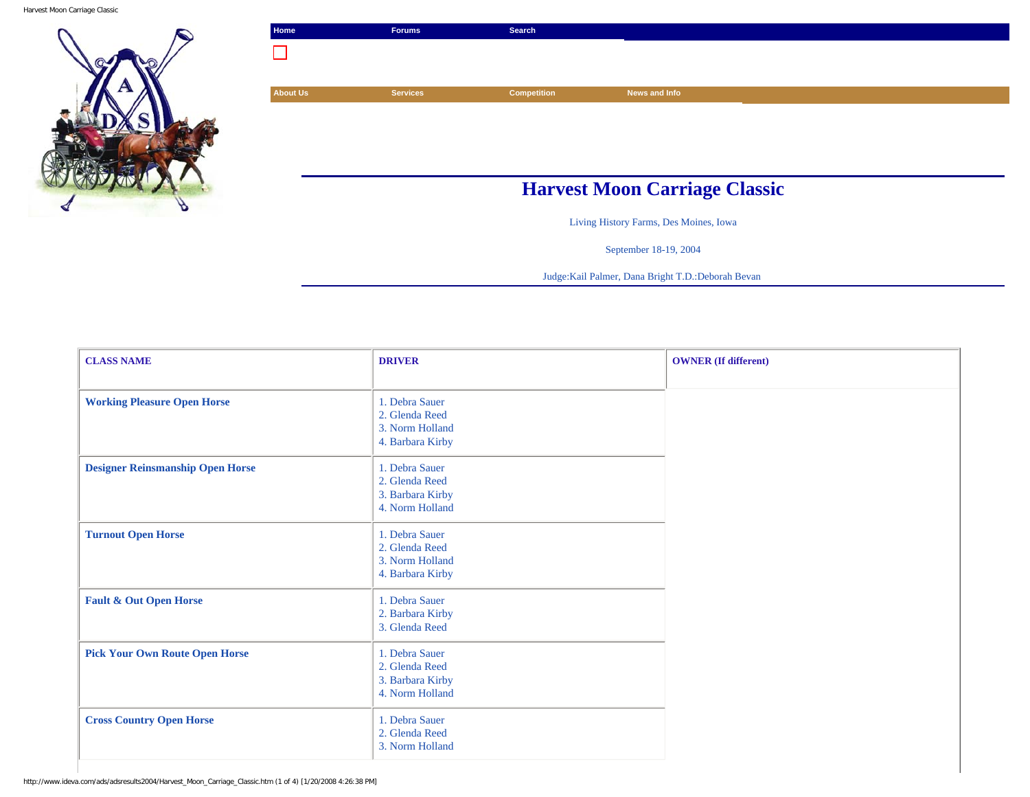Home | Forums | Search

About Us | Services | Competition | News and Info

# Harvest Moon Carriage Classic

Living History Farms, Des Moines, Iowa

September 18-19, 2004

Judge:Kail Palmer, Dana Bright T.D.:Deborah Bevan

| CLASS NAME | DRIVER | OWNER (If different) |
|---|---|---|
| **Working Pleasure Open Horse** | 1. Debra Sauer<br>2. Glenda Reed<br>3. Norm Holland<br>4. Barbara Kirby | |
| **Designer Reinsmanship Open Horse** | 1. Debra Sauer<br>2. Glenda Reed<br>3. Barbara Kirby<br>4. Norm Holland | |
| **Turnout Open Horse** | 1. Debra Sauer<br>2. Glenda Reed<br>3. Norm Holland<br>4. Barbara Kirby | |
| **Fault & Out Open Horse** | 1. Debra Sauer<br>2. Barbara Kirby<br>3. Glenda Reed | |
| **Pick Your Own Route Open Horse** | 1. Debra Sauer<br>2. Glenda Reed<br>3. Barbara Kirby<br>4. Norm Holland | |
| **Cross Country Open Horse** | 1. Debra Sauer<br>2. Glenda Reed<br>3. Norm Holland | |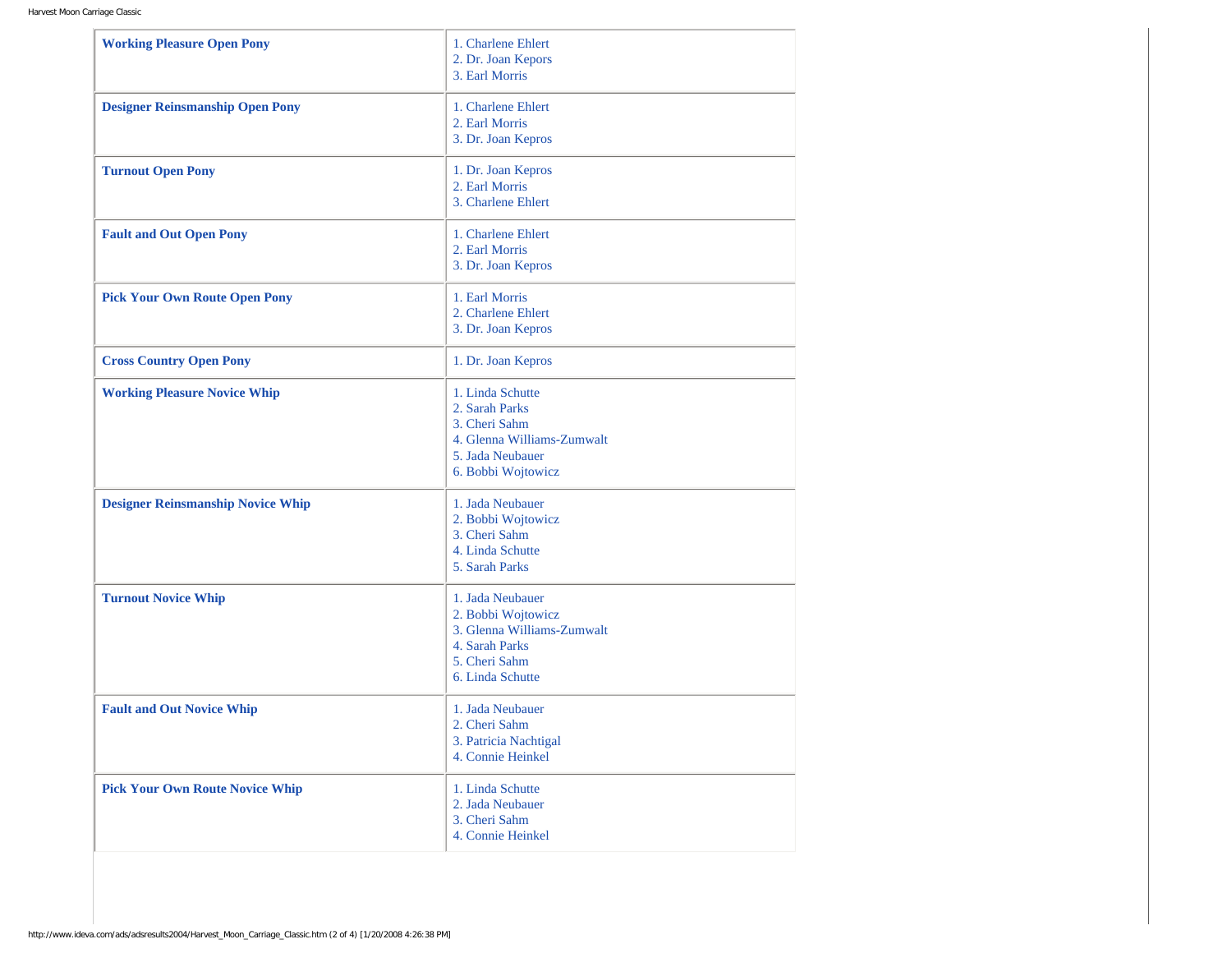| | |
|---|---|
| **Working Pleasure Open Pony** | 1. Charlene Ehlert<br>2. Dr. Joan Kepors<br>3. Earl Morris |
| **Designer Reinsmanship Open Pony** | 1. Charlene Ehlert<br>2. Earl Morris<br>3. Dr. Joan Kepros |
| **Turnout Open Pony** | 1. Dr. Joan Kepros<br>2. Earl Morris<br>3. Charlene Ehlert |
| **Fault and Out Open Pony** | 1. Charlene Ehlert<br>2. Earl Morris<br>3. Dr. Joan Kepros |
| **Pick Your Own Route Open Pony** | 1. Earl Morris<br>2. Charlene Ehlert<br>3. Dr. Joan Kepros |
| **Cross Country Open Pony** | 1. Dr. Joan Kepros |
| **Working Pleasure Novice Whip** | 1. Linda Schutte<br>2. Sarah Parks<br>3. Cheri Sahm<br>4. Glenna Williams-Zumwalt<br>5. Jada Neubauer<br>6. Bobbi Wojtowicz |
| **Designer Reinsmanship Novice Whip** | 1. Jada Neubauer<br>2. Bobbi Wojtowicz<br>3. Cheri Sahm<br>4. Linda Schutte<br>5. Sarah Parks |
| **Turnout Novice Whip** | 1. Jada Neubauer<br>2. Bobbi Wojtowicz<br>3. Glenna Williams-Zumwalt<br>4. Sarah Parks<br>5. Cheri Sahm<br>6. Linda Schutte |
| **Fault and Out Novice Whip** | 1. Jada Neubauer<br>2. Cheri Sahm<br>3. Patricia Nachtigal<br>4. Connie Heinkel |
| **Pick Your Own Route Novice Whip** | 1. Linda Schutte<br>2. Jada Neubauer<br>3. Cheri Sahm<br>4. Connie Heinkel |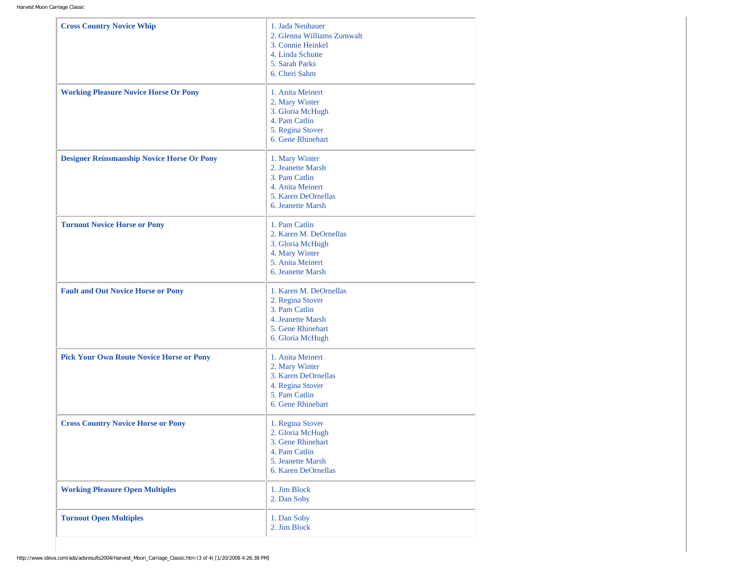| | |
|---|---|
| **Cross Country Novice Whip** | 1. Jada Neubauer<br>2. Glenna Williams Zumwalt<br>3. Connie Heinkel<br>4. Linda Schutte<br>5. Sarah Parks<br>6. Cheri Sahm |
| **Working Pleasure Novice Horse Or Pony** | 1. Anita Meinert<br>2. Mary Winter<br>3. Gloria McHugh<br>4. Pam Catlin<br>5. Regina Stover<br>6. Gene Rhinehart |
| **Designer Reinsmanship Novice Horse Or Pony** | 1. Mary Winter<br>2. Jeanette Marsh<br>3. Pam Catlin<br>4. Anita Meinert<br>5. Karen DeOrnellas<br>6. Jeanette Marsh |
| **Turnout Novice Horse or Pony** | 1. Pam Catlin<br>2. Karen M. DeOrnellas<br>3. Gloria McHugh<br>4. Mary Winter<br>5. Anita Meinert<br>6. Jeanette Marsh |
| **Fault and Out Novice Horse or Pony** | 1. Karen M. DeOrnellas<br>2. Regina Stover<br>3. Pam Catlin<br>4. Jeanette Marsh<br>5. Gene Rhinehart<br>6. Gloria McHugh |
| **Pick Your Own Route Novice Horse or Pony** | 1. Anita Meinert<br>2. Mary Winter<br>3. Karen DeOrnellas<br>4. Regina Stover<br>5. Pam Catlin<br>6. Gene Rhinehart |
| **Cross Country Novice Horse or Pony** | 1. Regina Stover<br>2. Gloria McHugh<br>3. Gene Rhinehart<br>4. Pam Catlin<br>5. Jeanette Marsh<br>6. Karen DeOrnellas |
| **Working Pleasure Open Multiples** | 1. Jim Block<br>2. Dan Soby |
| **Turnout Open Multiples** | 1. Dan Soby<br>2. Jim Block |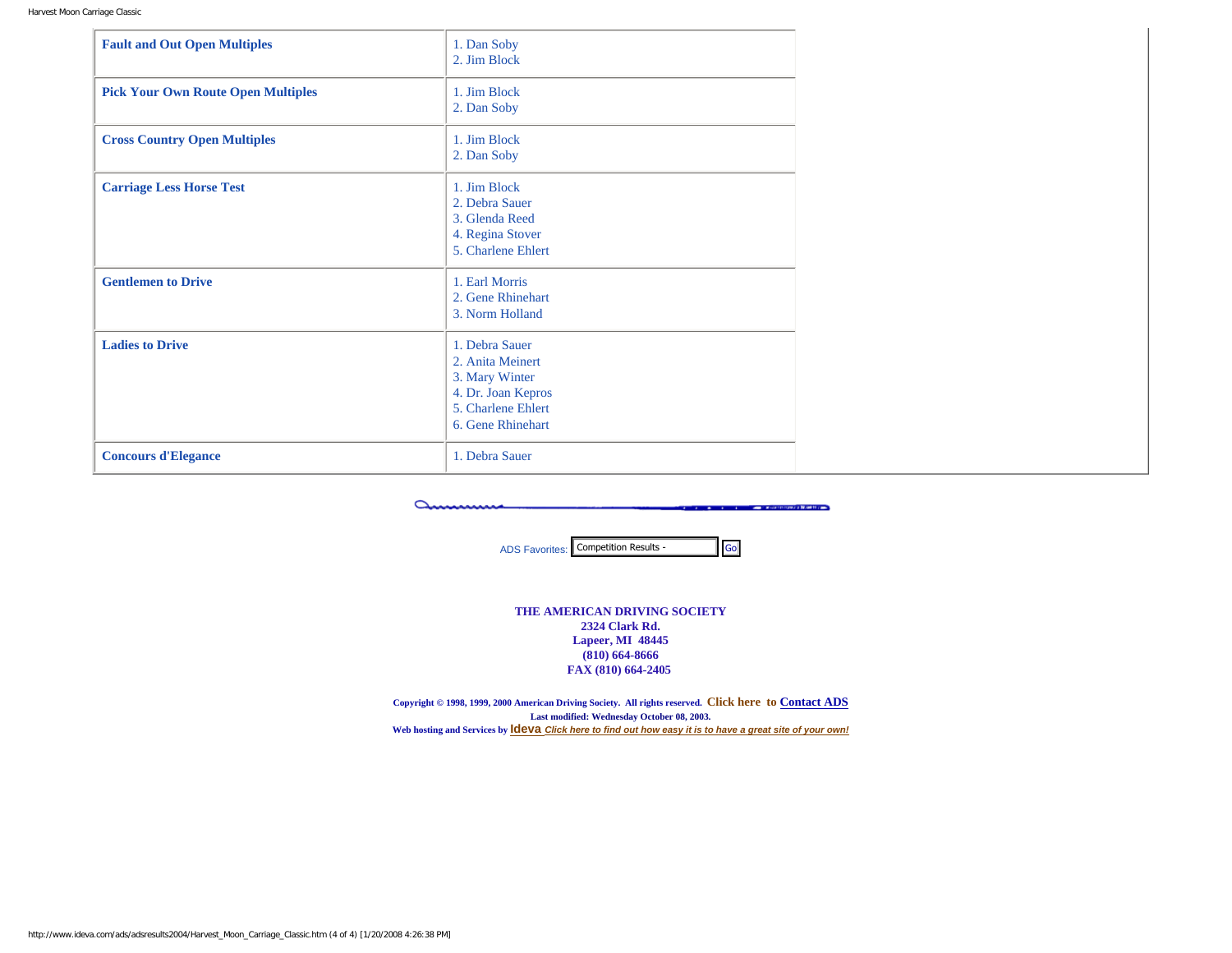| | |
|---|---|
| **Fault and Out Open Multiples** | 1. Dan Soby<br>2. Jim Block |
| **Pick Your Own Route Open Multiples** | 1. Jim Block<br>2. Dan Soby |
| **Cross Country Open Multiples** | 1. Jim Block<br>2. Dan Soby |
| **Carriage Less Horse Test** | 1. Jim Block<br>2. Debra Sauer<br>3. Glenda Reed<br>4. Regina Stover<br>5. Charlene Ehlert |
| **Gentlemen to Drive** | 1. Earl Morris<br>2. Gene Rhinehart<br>3. Norm Holland |
| **Ladies to Drive** | 1. Debra Sauer<br>2. Anita Meinert<br>3. Mary Winter<br>4. Dr. Joan Kepros<br>5. Charlene Ehlert<br>6. Gene Rhinehart |
| **Concours d'Elegance** | 1. Debra Sauer |

ADS Favorites: Competition Results - Go

**THE AMERICAN DRIVING SOCIETY**
**2324 Clark Rd.**
**Lapeer, MI 48445**
**(810) 664-8666**
**FAX (810) 664-2405**

**Copyright © 1998, 1999, 2000 American Driving Society. All rights reserved.** Click here to Contact ADS
**Last modified: Wednesday October 08, 2003.**
**Web hosting and Services by** Ideva *Click here to find out how easy it is to have a great site of your own!*